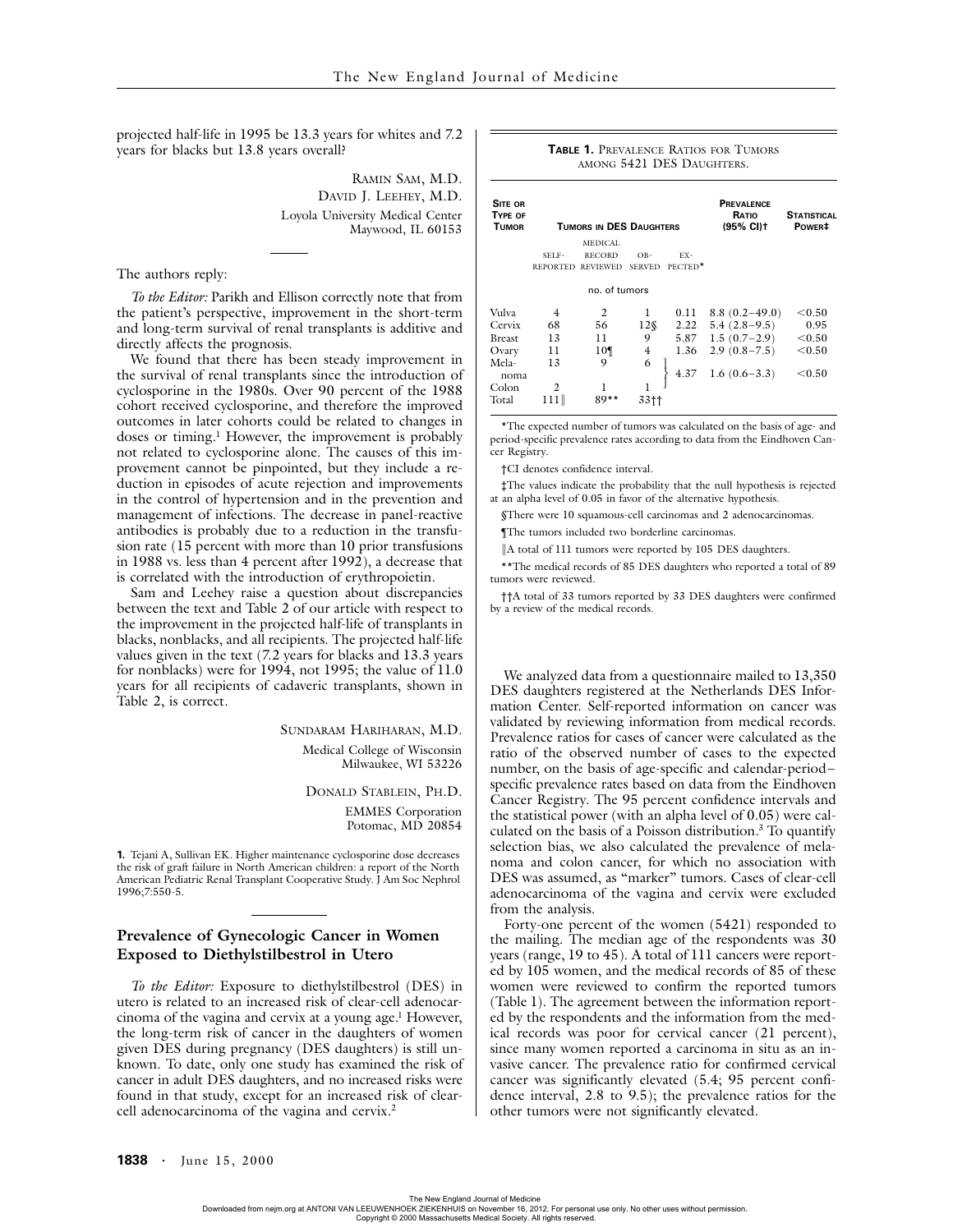projected half-life in 1995 be 13.3 years for whites and 7.2 years for blacks but 13.8 years overall?

RAMIN SAM, M.D.
DAVID J. LEEHEY, M.D.
Loyola University Medical Center
Maywood, IL 60153

The authors reply:

*To the Editor:* Parikh and Ellison correctly note that from the patient's perspective, improvement in the short-term and long-term survival of renal transplants is additive and directly affects the prognosis.

We found that there has been steady improvement in the survival of renal transplants since the introduction of cyclosporine in the 1980s. Over 90 percent of the 1988 cohort received cyclosporine, and therefore the improved outcomes in later cohorts could be related to changes in doses or timing.[1] However, the improvement is probably not related to cyclosporine alone. The causes of this improvement cannot be pinpointed, but they include a reduction in episodes of acute rejection and improvements in the control of hypertension and in the prevention and management of infections. The decrease in panel-reactive antibodies is probably due to a reduction in the transfusion rate (15 percent with more than 10 prior transfusions in 1988 vs. less than 4 percent after 1992), a decrease that is correlated with the introduction of erythropoietin.

Sam and Leehey raise a question about discrepancies between the text and Table 2 of our article with respect to the improvement in the projected half-life of transplants in blacks, nonblacks, and all recipients. The projected half-life values given in the text (7.2 years for blacks and 13.3 years for nonblacks) were for 1994, not 1995; the value of 11.0 years for all recipients of cadaveric transplants, shown in Table 2, is correct.

SUNDARAM HARIHARAN, M.D.
Medical College of Wisconsin
Milwaukee, WI 53226

DONALD STABLEIN, PH.D.
EMMES Corporation
Potomac, MD 20854

1. Tejani A, Sullivan EK. Higher maintenance cyclosporine dose decreases the risk of graft failure in North American children: a report of the North American Pediatric Renal Transplant Cooperative Study. J Am Soc Nephrol 1996;7:550-5.

## Prevalence of Gynecologic Cancer in Women Exposed to Diethylstilbestrol in Utero

*To the Editor:* Exposure to diethylstilbestrol (DES) in utero is related to an increased risk of clear-cell adenocarcinoma of the vagina and cervix at a young age.[1] However, the long-term risk of cancer in the daughters of women given DES during pregnancy (DES daughters) is still unknown. To date, only one study has examined the risk of cancer in adult DES daughters, and no increased risks were found in that study, except for an increased risk of clear-cell adenocarcinoma of the vagina and cervix.[2]

**TABLE 1.** PREVALENCE RATIOS FOR TUMORS AMONG 5421 DES DAUGHTERS.

| SITE OR TYPE OF TUMOR | TUMORS IN DES DAUGHTERS | | | | PREVALENCE RATIO (95% CI)† | STATISTICAL POWER‡ |
|---|---|---|---|---|---|---|
| | SELF-REPORTED | MEDICAL RECORD REVIEWED | OBSERVED | EXPECTED* | | |
| | no. of tumors | | | | | |
| Vulva | 4 | 2 | 1 | 0.11 | 8.8 (0.2–49.0) | <0.50 |
| Cervix | 68 | 56 | 12§ | 2.22 | 5.4 (2.8–9.5) | 0.95 |
| Breast | 13 | 11 | 9 | 5.87 | 1.5 (0.7–2.9) | <0.50 |
| Ovary | 11 | 10¶ | 4 | 1.36 | 2.9 (0.8–7.5) | <0.50 |
| Melanoma | 13 | 9 | 6 | 4.37 (melanoma and colon combined) | 1.6 (0.6–3.3) (melanoma and colon combined) | <0.50 (melanoma and colon combined) |
| Colon | 2 | 1 | 1 | | | |
| Total | 111‖ | 89** | 33†† | | | |

*The expected number of tumors was calculated on the basis of age- and period-specific prevalence rates according to data from the Eindhoven Cancer Registry.

†CI denotes confidence interval.

‡The values indicate the probability that the null hypothesis is rejected at an alpha level of 0.05 in favor of the alternative hypothesis.

§There were 10 squamous-cell carcinomas and 2 adenocarcinomas.

¶The tumors included two borderline carcinomas.

‖A total of 111 tumors were reported by 105 DES daughters.

**The medical records of 85 DES daughters who reported a total of 89 tumors were reviewed.

††A total of 33 tumors reported by 33 DES daughters were confirmed by a review of the medical records.

We analyzed data from a questionnaire mailed to 13,350 DES daughters registered at the Netherlands DES Information Center. Self-reported information on cancer was validated by reviewing information from medical records. Prevalence ratios for cases of cancer were calculated as the ratio of the observed number of cases to the expected number, on the basis of age-specific and calendar-period–specific prevalence rates based on data from the Eindhoven Cancer Registry. The 95 percent confidence intervals and the statistical power (with an alpha level of 0.05) were calculated on the basis of a Poisson distribution.[3] To quantify selection bias, we also calculated the prevalence of melanoma and colon cancer, for which no association with DES was assumed, as "marker" tumors. Cases of clear-cell adenocarcinoma of the vagina and cervix were excluded from the analysis.

Forty-one percent of the women (5421) responded to the mailing. The median age of the respondents was 30 years (range, 19 to 45). A total of 111 cancers were reported by 105 women, and the medical records of 85 of these women were reviewed to confirm the reported tumors (Table 1). The agreement between the information reported by the respondents and the information from the medical records was poor for cervical cancer (21 percent), since many women reported a carcinoma in situ as an invasive cancer. The prevalence ratio for confirmed cervical cancer was significantly elevated (5.4; 95 percent confidence interval, 2.8 to 9.5); the prevalence ratios for the other tumors were not significantly elevated.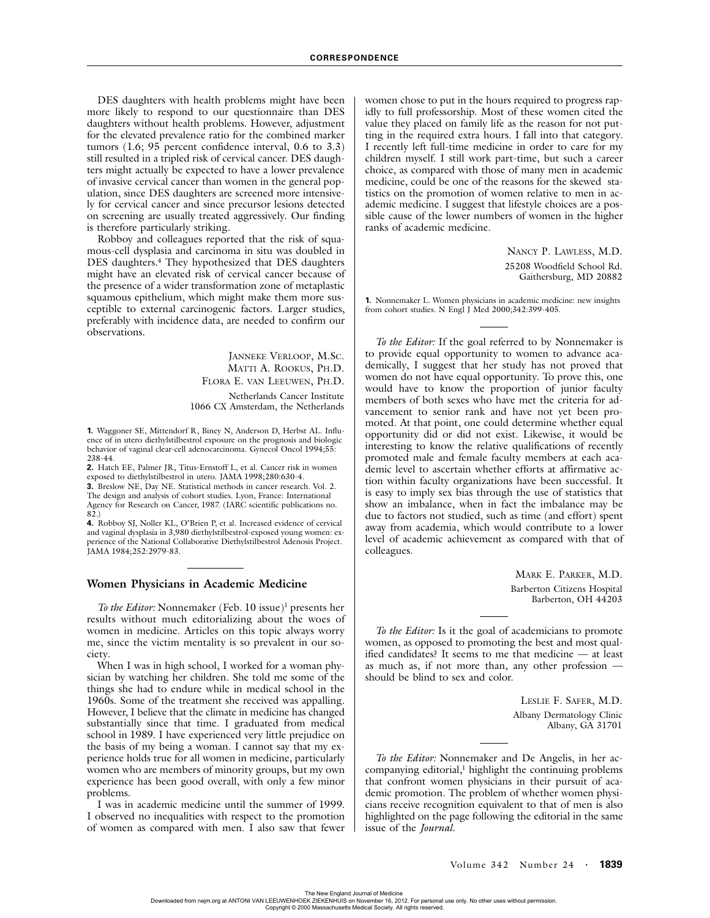DES daughters with health problems might have been more likely to respond to our questionnaire than DES daughters without health problems. However, adjustment for the elevated prevalence ratio for the combined marker tumors (1.6; 95 percent confidence interval, 0.6 to 3.3) still resulted in a tripled risk of cervical cancer. DES daughters might actually be expected to have a lower prevalence of invasive cervical cancer than women in the general population, since DES daughters are screened more intensively for cervical cancer and since precursor lesions detected on screening are usually treated aggressively. Our finding is therefore particularly striking.

Robboy and colleagues reported that the risk of squamous-cell dysplasia and carcinoma in situ was doubled in DES daughters.[4] They hypothesized that DES daughters might have an elevated risk of cervical cancer because of the presence of a wider transformation zone of metaplastic squamous epithelium, which might make them more susceptible to external carcinogenic factors. Larger studies, preferably with incidence data, are needed to confirm our observations.

JANNEKE VERLOOP, M.SC.
MATTI A. ROOKUS, PH.D.
FLORA E. VAN LEEUWEN, PH.D.
Netherlands Cancer Institute
1066 CX Amsterdam, the Netherlands

1. Waggoner SE, Mittendorf R, Biney N, Anderson D, Herbst AL. Influence of in utero diethylstilbestrol exposure on the prognosis and biologic behavior of vaginal clear-cell adenocarcinoma. Gynecol Oncol 1994;55:238-44.

2. Hatch EE, Palmer JR, Titus-Ernstoff L, et al. Cancer risk in women exposed to diethylstilbestrol in utero. JAMA 1998;280:630-4.

3. Breslow NE, Day NE. Statistical methods in cancer research. Vol. 2. The design and analysis of cohort studies. Lyon, France: International Agency for Research on Cancer, 1987. (IARC scientific publications no. 82.)

4. Robboy SJ, Noller KL, O'Brien P, et al. Increased evidence of cervical and vaginal dysplasia in 3,980 diethylstilbestrol-exposed young women: experience of the National Collaborative Diethylstilbestrol Adenosis Project. JAMA 1984;252:2979-83.

## Women Physicians in Academic Medicine

*To the Editor:* Nonnemaker (Feb. 10 issue)[1] presents her results without much editorializing about the woes of women in medicine. Articles on this topic always worry me, since the victim mentality is so prevalent in our society.

When I was in high school, I worked for a woman physician by watching her children. She told me some of the things she had to endure while in medical school in the 1960s. Some of the treatment she received was appalling. However, I believe that the climate in medicine has changed substantially since that time. I graduated from medical school in 1989. I have experienced very little prejudice on the basis of my being a woman. I cannot say that my experience holds true for all women in medicine, particularly women who are members of minority groups, but my own experience has been good overall, with only a few minor problems.

I was in academic medicine until the summer of 1999. I observed no inequalities with respect to the promotion of women as compared with men. I also saw that fewer women chose to put in the hours required to progress rapidly to full professorship. Most of these women cited the value they placed on family life as the reason for not putting in the required extra hours. I fall into that category. I recently left full-time medicine in order to care for my children myself. I still work part-time, but such a career choice, as compared with those of many men in academic medicine, could be one of the reasons for the skewed statistics on the promotion of women relative to men in academic medicine. I suggest that lifestyle choices are a possible cause of the lower numbers of women in the higher ranks of academic medicine.

NANCY P. LAWLESS, M.D.
25208 Woodfield School Rd.
Gaithersburg, MD 20882

1. Nonnemaker L. Women physicians in academic medicine: new insights from cohort studies. N Engl J Med 2000;342:399-405.

*To the Editor:* If the goal referred to by Nonnemaker is to provide equal opportunity to women to advance academically, I suggest that her study has not proved that women do not have equal opportunity. To prove this, one would have to know the proportion of junior faculty members of both sexes who have met the criteria for advancement to senior rank and have not yet been promoted. At that point, one could determine whether equal opportunity did or did not exist. Likewise, it would be interesting to know the relative qualifications of recently promoted male and female faculty members at each academic level to ascertain whether efforts at affirmative action within faculty organizations have been successful. It is easy to imply sex bias through the use of statistics that show an imbalance, when in fact the imbalance may be due to factors not studied, such as time (and effort) spent away from academia, which would contribute to a lower level of academic achievement as compared with that of colleagues.

MARK E. PARKER, M.D.
Barberton Citizens Hospital
Barberton, OH 44203

*To the Editor:* Is it the goal of academicians to promote women, as opposed to promoting the best and most qualified candidates? It seems to me that medicine — at least as much as, if not more than, any other profession — should be blind to sex and color.

LESLIE F. SAFER, M.D.
Albany Dermatology Clinic
Albany, GA 31701

*To the Editor:* Nonnemaker and De Angelis, in her accompanying editorial,[1] highlight the continuing problems that confront women physicians in their pursuit of academic promotion. The problem of whether women physicians receive recognition equivalent to that of men is also highlighted on the page following the editorial in the same issue of the *Journal.*